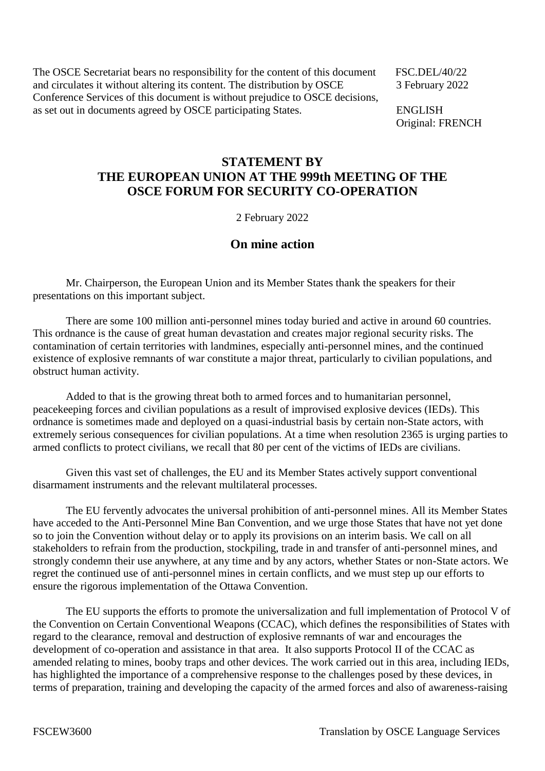The OSCE Secretariat bears no responsibility for the content of this document and circulates it without altering its content. The distribution by OSCE Conference Services of this document is without prejudice to OSCE decisions, as set out in documents agreed by OSCE participating States.

FSC.DEL/40/22
3 February 2022

ENGLISH
Original: FRENCH

# STATEMENT BY THE EUROPEAN UNION AT THE 999th MEETING OF THE OSCE FORUM FOR SECURITY CO-OPERATION

2 February 2022

## On mine action

Mr. Chairperson, the European Union and its Member States thank the speakers for their presentations on this important subject.

There are some 100 million anti-personnel mines today buried and active in around 60 countries. This ordnance is the cause of great human devastation and creates major regional security risks. The contamination of certain territories with landmines, especially anti-personnel mines, and the continued existence of explosive remnants of war constitute a major threat, particularly to civilian populations, and obstruct human activity.

Added to that is the growing threat both to armed forces and to humanitarian personnel, peacekeeping forces and civilian populations as a result of improvised explosive devices (IEDs). This ordnance is sometimes made and deployed on a quasi-industrial basis by certain non-State actors, with extremely serious consequences for civilian populations. At a time when resolution 2365 is urging parties to armed conflicts to protect civilians, we recall that 80 per cent of the victims of IEDs are civilians.

Given this vast set of challenges, the EU and its Member States actively support conventional disarmament instruments and the relevant multilateral processes.

The EU fervently advocates the universal prohibition of anti-personnel mines. All its Member States have acceded to the Anti-Personnel Mine Ban Convention, and we urge those States that have not yet done so to join the Convention without delay or to apply its provisions on an interim basis. We call on all stakeholders to refrain from the production, stockpiling, trade in and transfer of anti-personnel mines, and strongly condemn their use anywhere, at any time and by any actors, whether States or non-State actors. We regret the continued use of anti-personnel mines in certain conflicts, and we must step up our efforts to ensure the rigorous implementation of the Ottawa Convention.

The EU supports the efforts to promote the universalization and full implementation of Protocol V of the Convention on Certain Conventional Weapons (CCAC), which defines the responsibilities of States with regard to the clearance, removal and destruction of explosive remnants of war and encourages the development of co-operation and assistance in that area. It also supports Protocol II of the CCAC as amended relating to mines, booby traps and other devices. The work carried out in this area, including IEDs, has highlighted the importance of a comprehensive response to the challenges posed by these devices, in terms of preparation, training and developing the capacity of the armed forces and also of awareness-raising

FSCEW3600 Translation by OSCE Language Services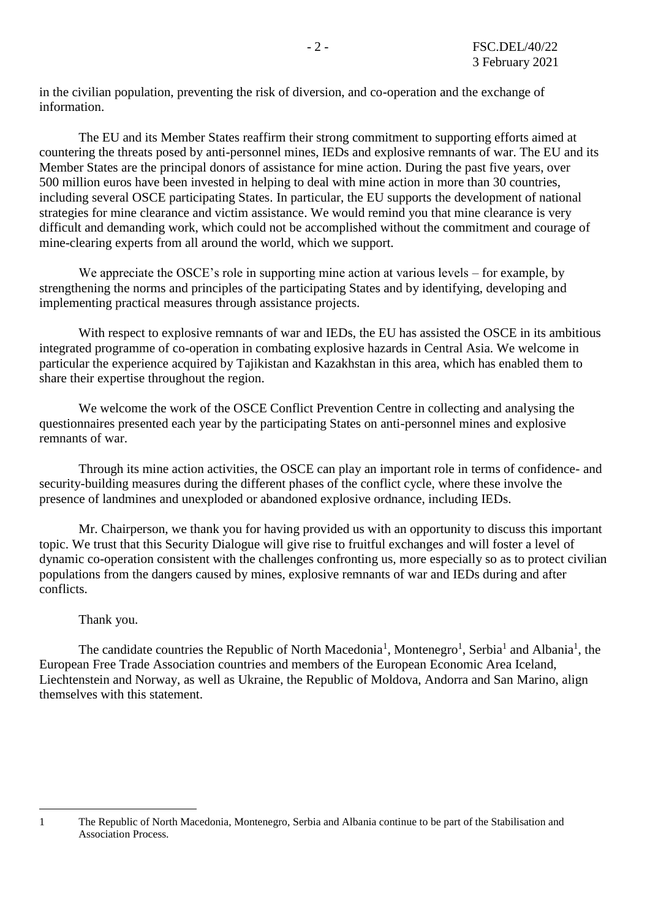in the civilian population, preventing the risk of diversion, and co-operation and the exchange of information.

The EU and its Member States reaffirm their strong commitment to supporting efforts aimed at countering the threats posed by anti-personnel mines, IEDs and explosive remnants of war. The EU and its Member States are the principal donors of assistance for mine action. During the past five years, over 500 million euros have been invested in helping to deal with mine action in more than 30 countries, including several OSCE participating States. In particular, the EU supports the development of national strategies for mine clearance and victim assistance. We would remind you that mine clearance is very difficult and demanding work, which could not be accomplished without the commitment and courage of mine-clearing experts from all around the world, which we support.

We appreciate the OSCE's role in supporting mine action at various levels – for example, by strengthening the norms and principles of the participating States and by identifying, developing and implementing practical measures through assistance projects.

With respect to explosive remnants of war and IEDs, the EU has assisted the OSCE in its ambitious integrated programme of co-operation in combating explosive hazards in Central Asia. We welcome in particular the experience acquired by Tajikistan and Kazakhstan in this area, which has enabled them to share their expertise throughout the region.

We welcome the work of the OSCE Conflict Prevention Centre in collecting and analysing the questionnaires presented each year by the participating States on anti-personnel mines and explosive remnants of war.

Through its mine action activities, the OSCE can play an important role in terms of confidence- and security-building measures during the different phases of the conflict cycle, where these involve the presence of landmines and unexploded or abandoned explosive ordnance, including IEDs.

Mr. Chairperson, we thank you for having provided us with an opportunity to discuss this important topic. We trust that this Security Dialogue will give rise to fruitful exchanges and will foster a level of dynamic co-operation consistent with the challenges confronting us, more especially so as to protect civilian populations from the dangers caused by mines, explosive remnants of war and IEDs during and after conflicts.

Thank you.

The candidate countries the Republic of North Macedonia[1], Montenegro[1], Serbia[1] and Albania[1], the European Free Trade Association countries and members of the European Economic Area Iceland, Liechtenstein and Norway, as well as Ukraine, the Republic of Moldova, Andorra and San Marino, align themselves with this statement.

---

1 The Republic of North Macedonia, Montenegro, Serbia and Albania continue to be part of the Stabilisation and Association Process.